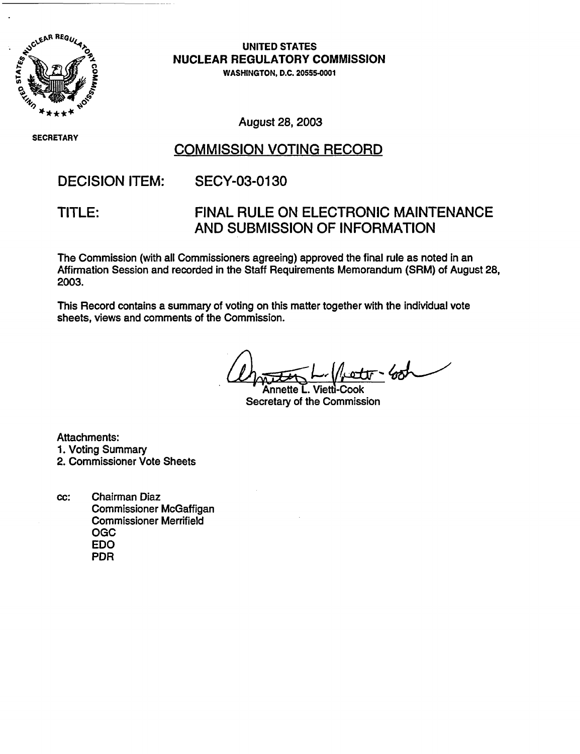UNITED STATES
NUCLEAR REGULATORY COMMISSION
WASHINGTON, D.C. 20555-0001

SECRETARY

August 28, 2003

## COMMISSION VOTING RECORD

**DECISION ITEM:** SECY-03-0130

**TITLE:** FINAL RULE ON ELECTRONIC MAINTENANCE AND SUBMISSION OF INFORMATION

The Commission (with all Commissioners agreeing) approved the final rule as noted in an Affirmation Session and recorded in the Staff Requirements Memorandum (SRM) of August 28, 2003.

This Record contains a summary of voting on this matter together with the individual vote sheets, views and comments of the Commission.

Annette L. Vietti-Cook
Secretary of the Commission

Attachments:
1. Voting Summary
2. Commissioner Vote Sheets

cc: Chairman Diaz
Commissioner McGaffigan
Commissioner Merrifield
OGC
EDO
PDR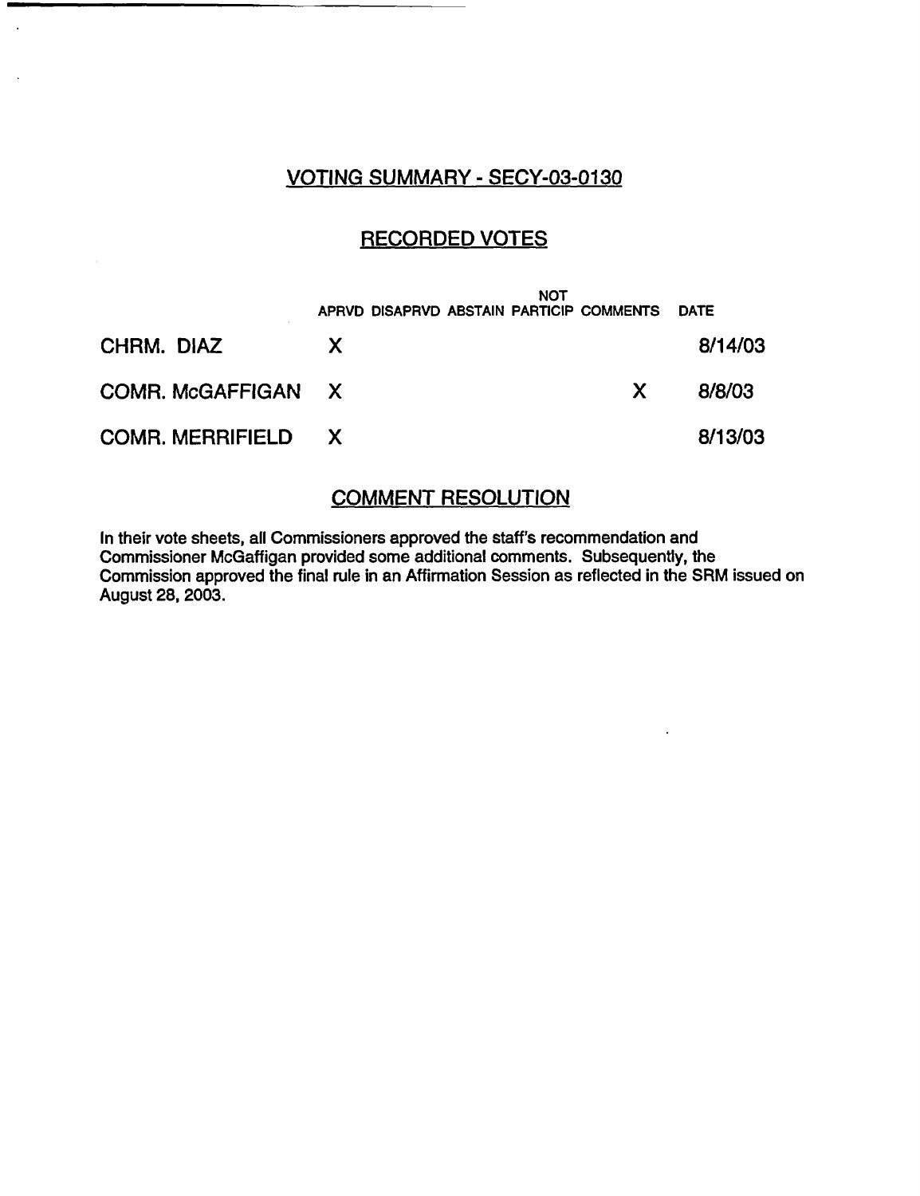## VOTING SUMMARY - SECY-03-0130

## RECORDED VOTES

| | APRVD | DISAPRVD | ABSTAIN | NOT PARTICIP | COMMENTS | DATE |
|---|---|---|---|---|---|---|
| CHRM. DIAZ | X | | | | | 8/14/03 |
| COMR. McGAFFIGAN | X | | | | X | 8/8/03 |
| COMR. MERRIFIELD | X | | | | | 8/13/03 |

## COMMENT RESOLUTION

In their vote sheets, all Commissioners approved the staff's recommendation and Commissioner McGaffigan provided some additional comments. Subsequently, the Commission approved the final rule in an Affirmation Session as reflected in the SRM issued on August 28, 2003.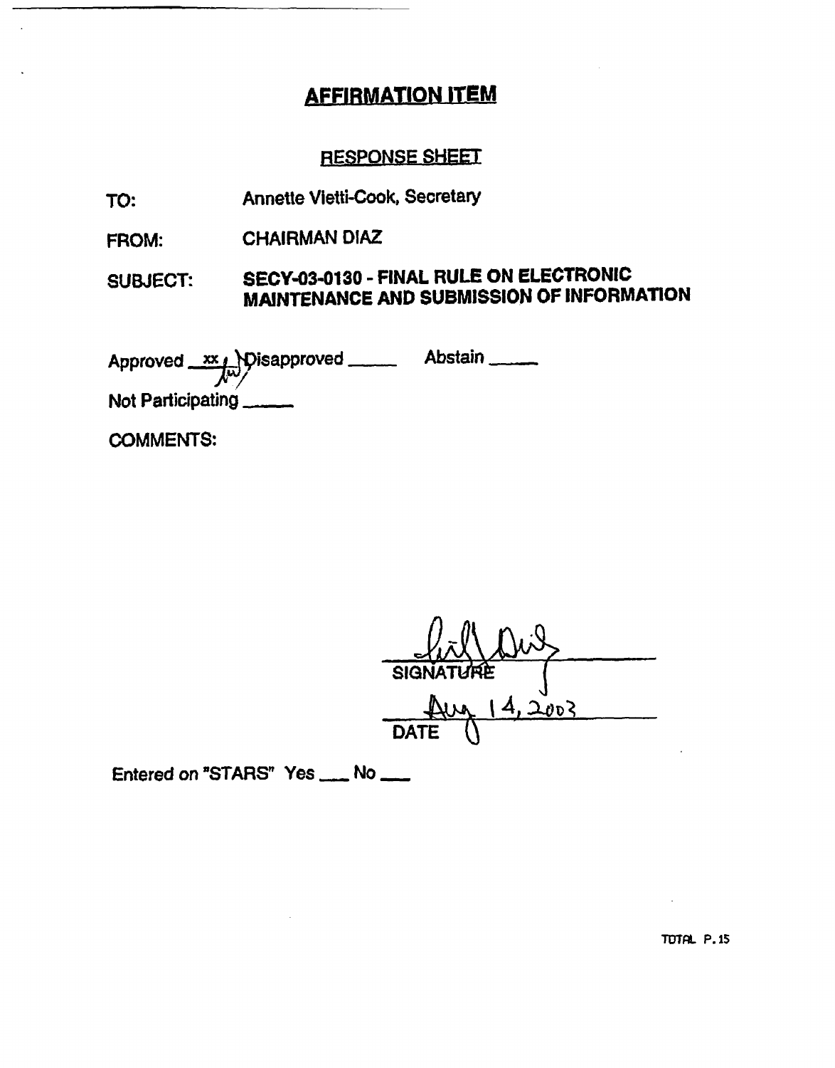# AFFIRMATION ITEM

## RESPONSE SHEET

TO: Annette Vietti-Cook, Secretary

FROM: CHAIRMAN DIAZ

SUBJECT: **SECY-03-0130 - FINAL RULE ON ELECTRONIC MAINTENANCE AND SUBMISSION OF INFORMATION**

Approved xx Disapproved _____ Abstain _____

Not Participating _____

COMMENTS:

SIGNATURE

Aug 14, 2003

DATE

Entered on "STARS" Yes ___ No ___

TOTAL P.15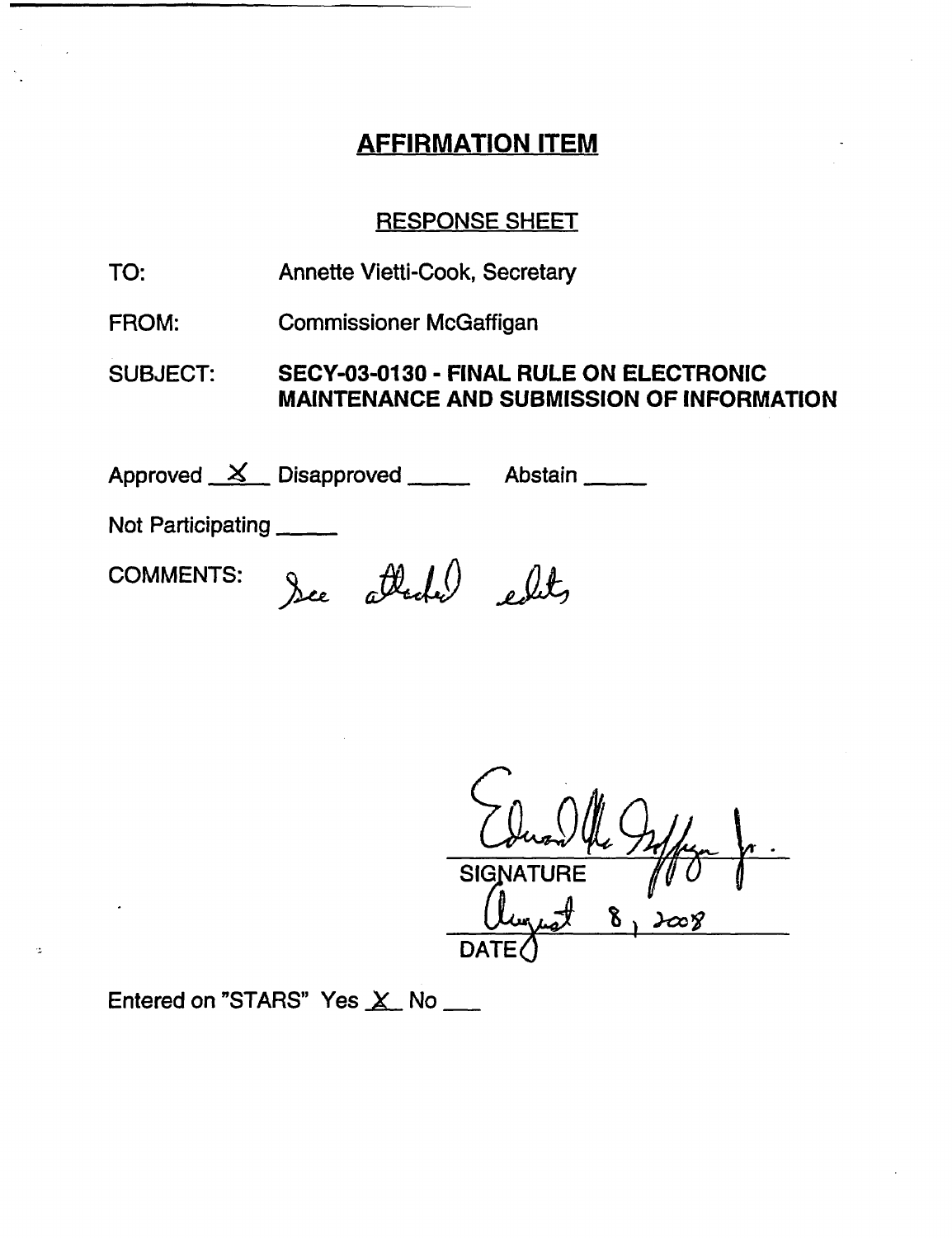# AFFIRMATION ITEM

## RESPONSE SHEET

TO: Annette Vietti-Cook, Secretary

FROM: Commissioner McGaffigan

SUBJECT: **SECY-03-0130 - FINAL RULE ON ELECTRONIC MAINTENANCE AND SUBMISSION OF INFORMATION**

Approved X Disapproved _____ Abstain _____

Not Participating _____

COMMENTS: See attached edits

Edward McGaffigan Jr.
SIGNATURE

August 8, 2003
DATE

Entered on "STARS" Yes X No ___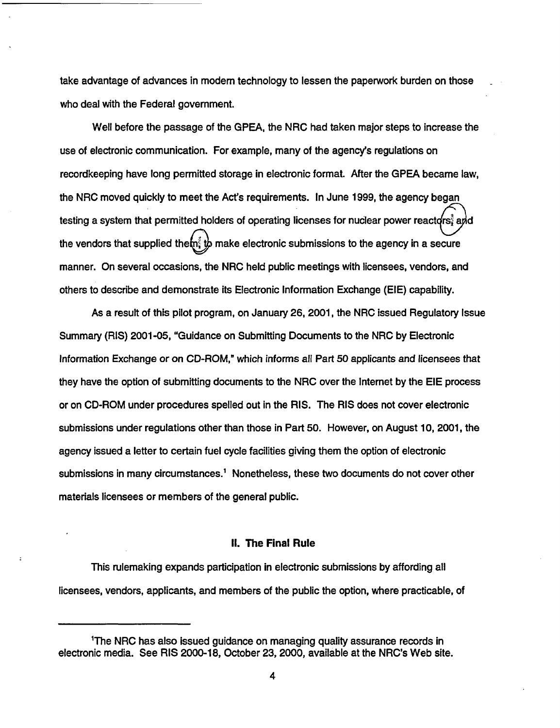take advantage of advances in modern technology to lessen the paperwork burden on those who deal with the Federal government.

Well before the passage of the GPEA, the NRC had taken major steps to increase the use of electronic communication. For example, many of the agency's regulations on recordkeeping have long permitted storage in electronic format. After the GPEA became law, the NRC moved quickly to meet the Act's requirements. In June 1999, the agency began testing a system that permitted holders of operating licenses for nuclear power reactors, and the vendors that supplied them, to make electronic submissions to the agency in a secure manner. On several occasions, the NRC held public meetings with licensees, vendors, and others to describe and demonstrate its Electronic Information Exchange (EIE) capability.

As a result of this pilot program, on January 26, 2001, the NRC issued Regulatory Issue Summary (RIS) 2001-05, "Guidance on Submitting Documents to the NRC by Electronic Information Exchange or on CD-ROM," which informs all Part 50 applicants and licensees that they have the option of submitting documents to the NRC over the Internet by the EIE process or on CD-ROM under procedures spelled out in the RIS. The RIS does not cover electronic submissions under regulations other than those in Part 50. However, on August 10, 2001, the agency issued a letter to certain fuel cycle facilities giving them the option of electronic submissions in many circumstances.[1] Nonetheless, these two documents do not cover other materials licensees or members of the general public.

## II. The Final Rule

This rulemaking expands participation in electronic submissions by affording all licensees, vendors, applicants, and members of the public the option, where practicable, of

[1]The NRC has also issued guidance on managing quality assurance records in electronic media. See RIS 2000-18, October 23, 2000, available at the NRC's Web site.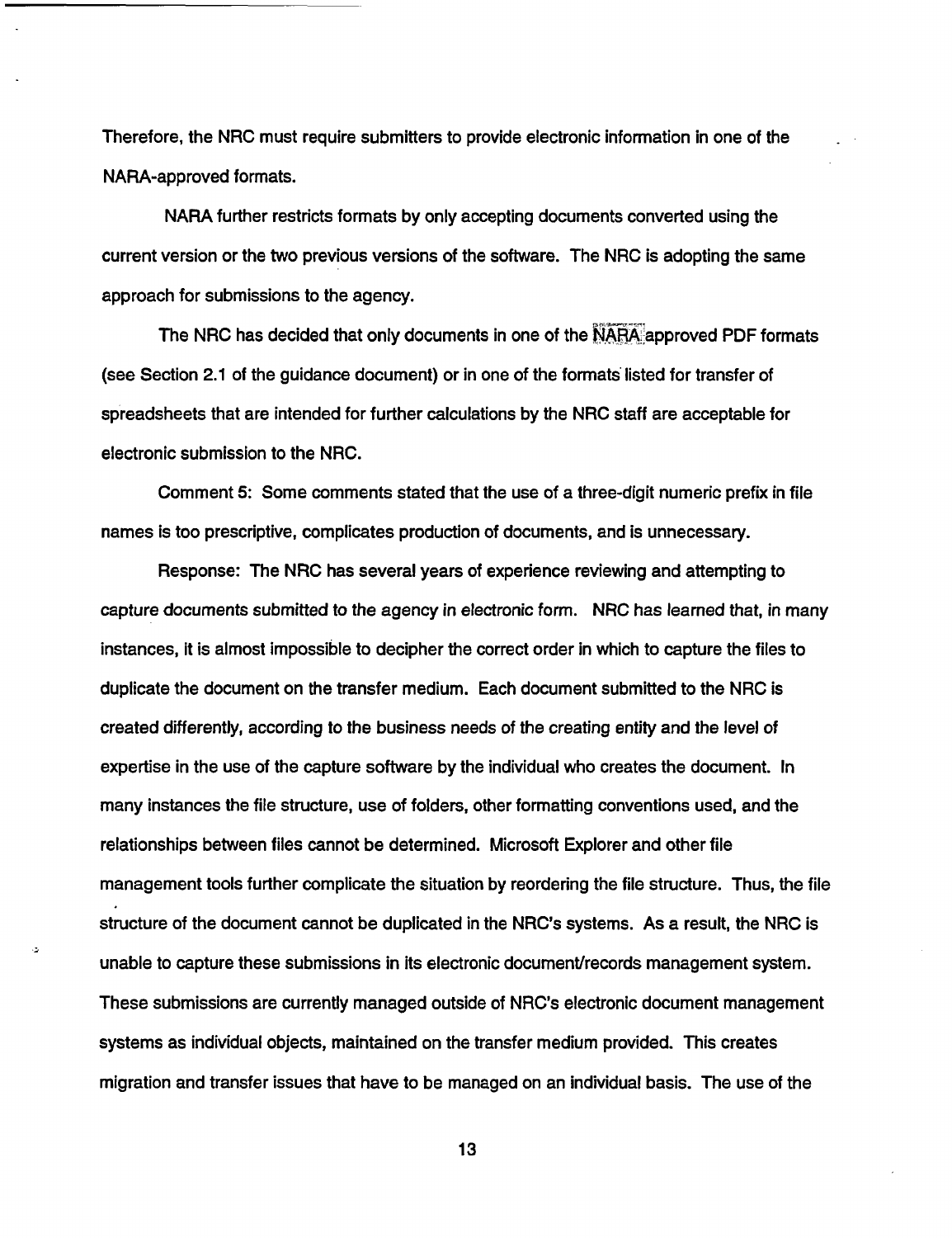Therefore, the NRC must require submitters to provide electronic information in one of the NARA-approved formats.

NARA further restricts formats by only accepting documents converted using the current version or the two previous versions of the software. The NRC is adopting the same approach for submissions to the agency.

The NRC has decided that only documents in one of the NARA approved PDF formats (see Section 2.1 of the guidance document) or in one of the formats listed for transfer of spreadsheets that are intended for further calculations by the NRC staff are acceptable for electronic submission to the NRC.

Comment 5: Some comments stated that the use of a three-digit numeric prefix in file names is too prescriptive, complicates production of documents, and is unnecessary.

Response: The NRC has several years of experience reviewing and attempting to capture documents submitted to the agency in electronic form. NRC has learned that, in many instances, it is almost impossible to decipher the correct order in which to capture the files to duplicate the document on the transfer medium. Each document submitted to the NRC is created differently, according to the business needs of the creating entity and the level of expertise in the use of the capture software by the individual who creates the document. In many instances the file structure, use of folders, other formatting conventions used, and the relationships between files cannot be determined. Microsoft Explorer and other file management tools further complicate the situation by reordering the file structure. Thus, the file structure of the document cannot be duplicated in the NRC's systems. As a result, the NRC is unable to capture these submissions in its electronic document/records management system. These submissions are currently managed outside of NRC's electronic document management systems as individual objects, maintained on the transfer medium provided. This creates migration and transfer issues that have to be managed on an individual basis. The use of the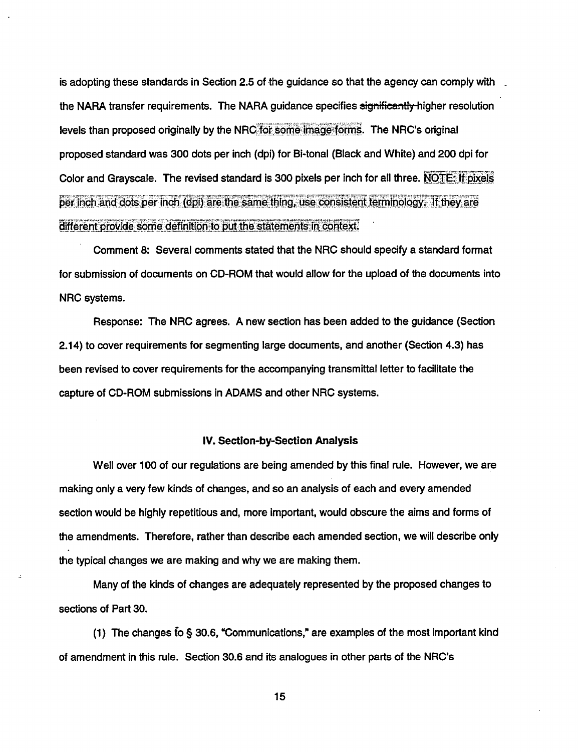is adopting these standards in Section 2.5 of the guidance so that the agency can comply with the NARA transfer requirements. The NARA guidance specifies ~~significantly~~ higher resolution levels than proposed originally by the NRC for some image forms. The NRC's original proposed standard was 300 dots per inch (dpi) for Bi-tonal (Black and White) and 200 dpi for Color and Grayscale. The revised standard is 300 pixels per inch for all three. NOTE: If pixels per inch and dots per inch (dpi) are the same thing, use consistent terminology. If they are different provide some definition to put the statements in context.

Comment 8: Several comments stated that the NRC should specify a standard format for submission of documents on CD-ROM that would allow for the upload of the documents into NRC systems.

Response: The NRC agrees. A new section has been added to the guidance (Section 2.14) to cover requirements for segmenting large documents, and another (Section 4.3) has been revised to cover requirements for the accompanying transmittal letter to facilitate the capture of CD-ROM submissions in ADAMS and other NRC systems.

## IV. Section-by-Section Analysis

Well over 100 of our regulations are being amended by this final rule. However, we are making only a very few kinds of changes, and so an analysis of each and every amended section would be highly repetitious and, more important, would obscure the aims and forms of the amendments. Therefore, rather than describe each amended section, we will describe only the typical changes we are making and why we are making them.

Many of the kinds of changes are adequately represented by the proposed changes to sections of Part 30.

(1) The changes to § 30.6, "Communications," are examples of the most important kind of amendment in this rule. Section 30.6 and its analogues in other parts of the NRC's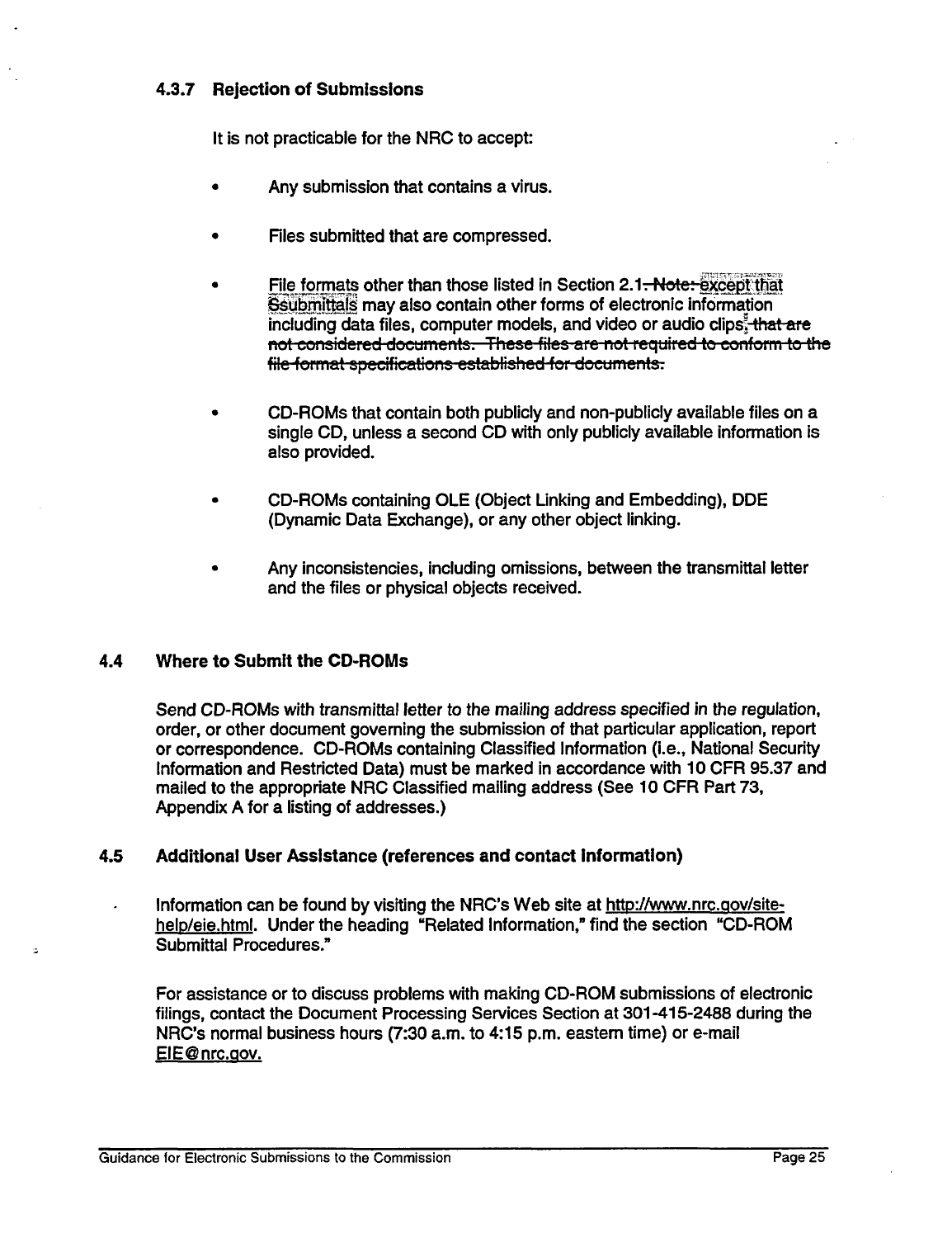### 4.3.7 Rejection of Submissions

It is not practicable for the NRC to accept:

- Any submission that contains a virus.
- Files submitted that are compressed.
- File formats other than those listed in Section 2.1. ~~Note:~~ except that Ssubmittals may also contain other forms of electronic information including data files, computer models, and video or audio clips, ~~that are not considered documents. These files are not required to conform to the file format specifications established for documents.~~
- CD-ROMs that contain both publicly and non-publicly available files on a single CD, unless a second CD with only publicly available information is also provided.
- CD-ROMs containing OLE (Object Linking and Embedding), DDE (Dynamic Data Exchange), or any other object linking.
- Any inconsistencies, including omissions, between the transmittal letter and the files or physical objects received.

## 4.4 Where to Submit the CD-ROMs

*Send CD-ROMs with transmittal letter to the mailing address specified in the regulation, order, or other document governing the submission of that particular application, report or correspondence.* CD-ROMs containing Classified Information (i.e., National Security Information and Restricted Data) must be marked in accordance with 10 CFR 95.37 and mailed to the appropriate NRC Classified mailing address (See 10 CFR Part 73, Appendix A for a listing of addresses.)

## 4.5 Additional User Assistance (references and contact information)

Information can be found by visiting the NRC's Web site at http://www.nrc.gov/site-help/eie.html. Under the heading "Related Information," find the section "CD-ROM Submittal Procedures."

For assistance or to discuss problems with making CD-ROM submissions of electronic filings, contact the Document Processing Services Section at 301-415-2488 during the NRC's normal business hours (7:30 a.m. to 4:15 p.m. eastern time) or e-mail EIE@nrc.gov.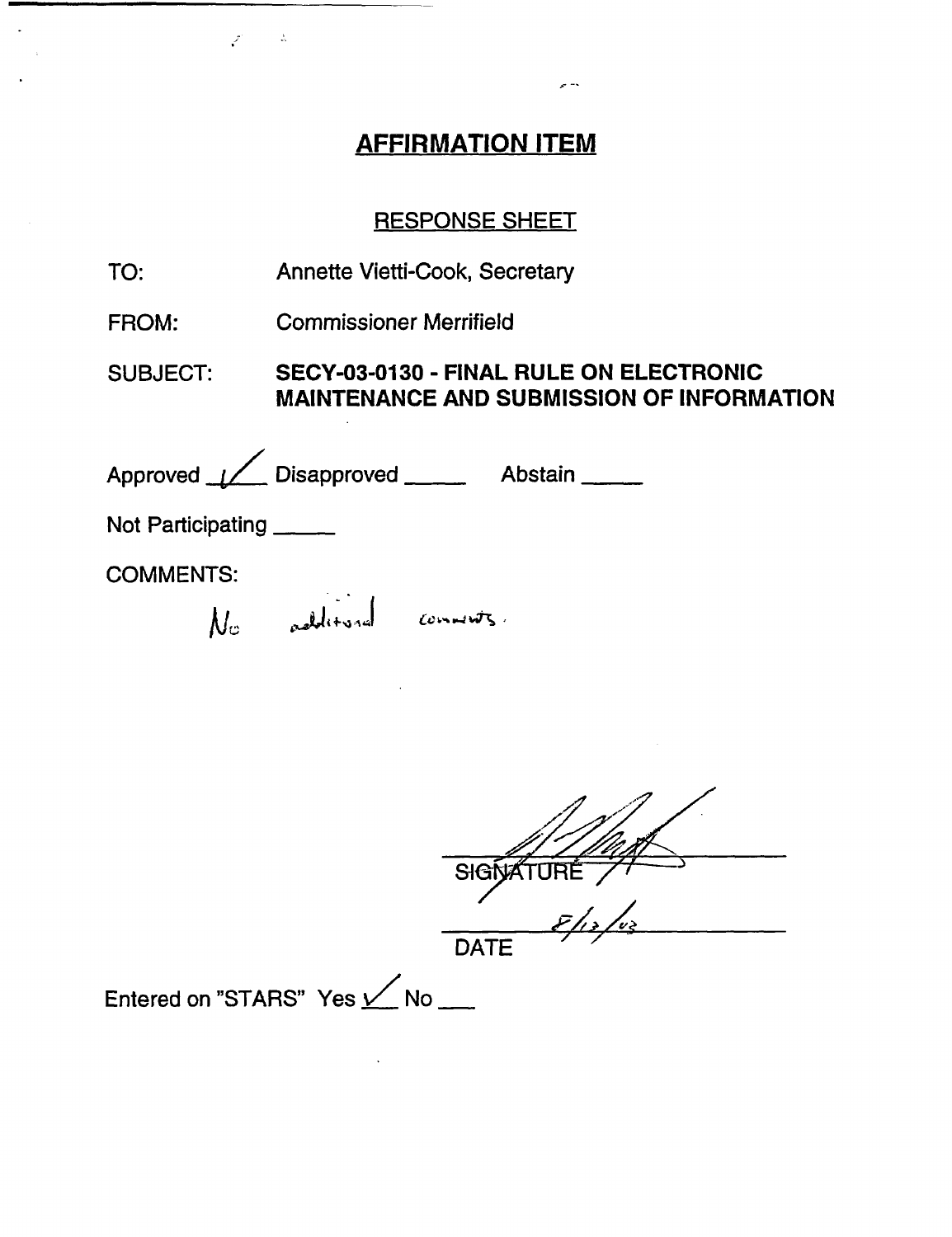# AFFIRMATION ITEM

## RESPONSE SHEET

TO: Annette Vietti-Cook, Secretary

FROM: Commissioner Merrifield

SUBJECT: **SECY-03-0130 - FINAL RULE ON ELECTRONIC MAINTENANCE AND SUBMISSION OF INFORMATION**

Approved ✓ Disapproved _____ Abstain _____

Not Participating _____

COMMENTS:

No additional comments.

SIGNATURE

8/13/03

DATE

Entered on "STARS" Yes ✓ No ___